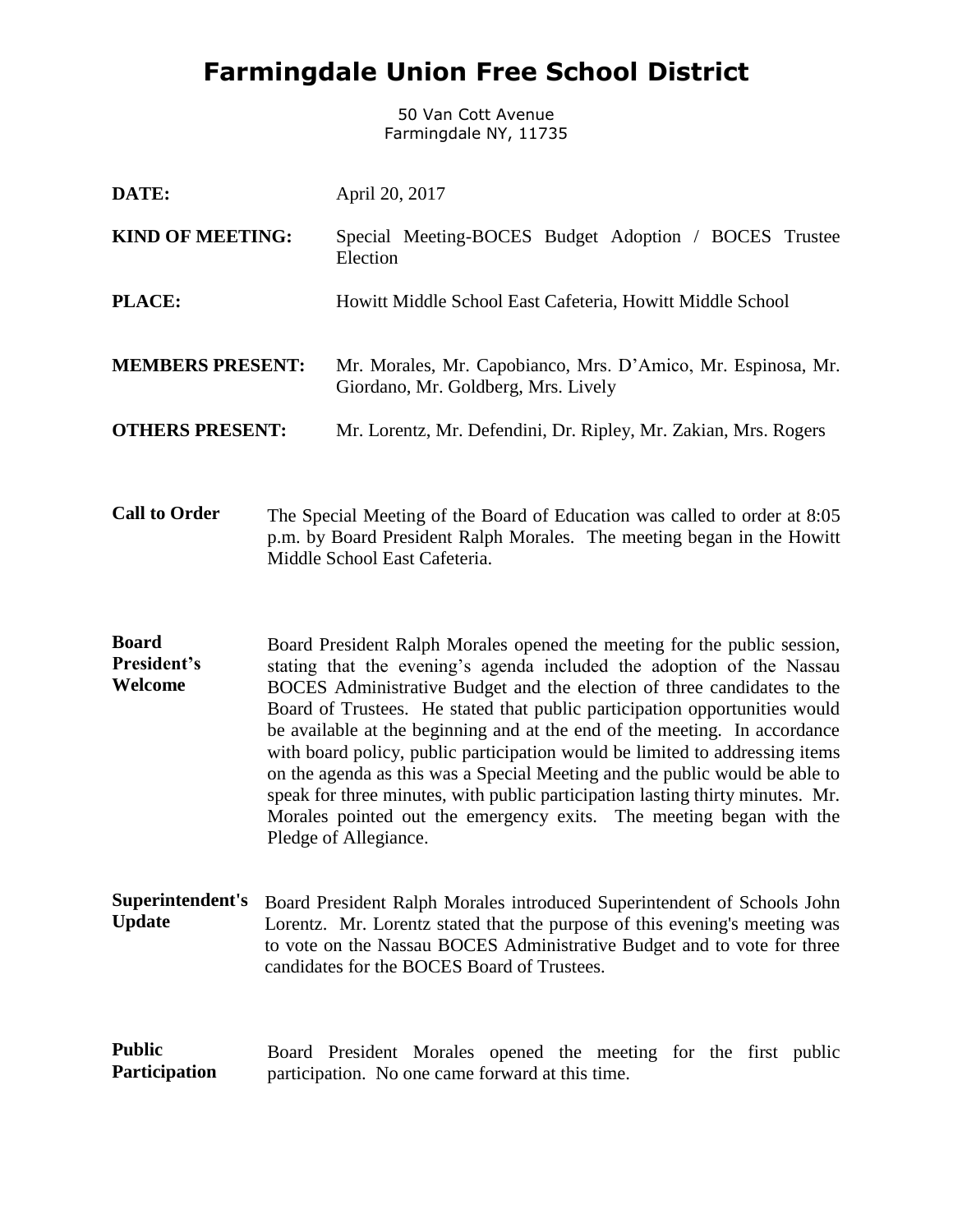# Farmingdale Union Free School District

50 Van Cott Avenue
Farmingdale NY, 11735

**DATE:** April 20, 2017

**KIND OF MEETING:** Special Meeting-BOCES Budget Adoption / BOCES Trustee Election

**PLACE:** Howitt Middle School East Cafeteria, Howitt Middle School

**MEMBERS PRESENT:** Mr. Morales, Mr. Capobianco, Mrs. D'Amico, Mr. Espinosa, Mr. Giordano, Mr. Goldberg, Mrs. Lively

**OTHERS PRESENT:** Mr. Lorentz, Mr. Defendini, Dr. Ripley, Mr. Zakian, Mrs. Rogers

**Call to Order**

The Special Meeting of the Board of Education was called to order at 8:05 p.m. by Board President Ralph Morales. The meeting began in the Howitt Middle School East Cafeteria.

**Board President's Welcome**

Board President Ralph Morales opened the meeting for the public session, stating that the evening's agenda included the adoption of the Nassau BOCES Administrative Budget and the election of three candidates to the Board of Trustees. He stated that public participation opportunities would be available at the beginning and at the end of the meeting. In accordance with board policy, public participation would be limited to addressing items on the agenda as this was a Special Meeting and the public would be able to speak for three minutes, with public participation lasting thirty minutes. Mr. Morales pointed out the emergency exits. The meeting began with the Pledge of Allegiance.

**Superintendent's Update**

Board President Ralph Morales introduced Superintendent of Schools John Lorentz. Mr. Lorentz stated that the purpose of this evening's meeting was to vote on the Nassau BOCES Administrative Budget and to vote for three candidates for the BOCES Board of Trustees.

**Public Participation**

Board President Morales opened the meeting for the first public participation. No one came forward at this time.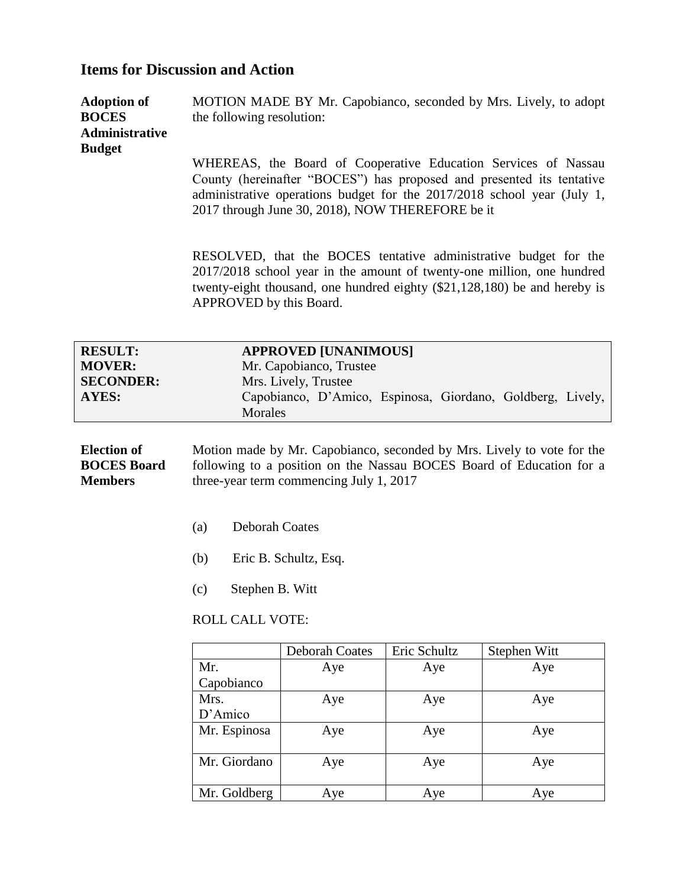## Items for Discussion and Action

**Adoption of BOCES Administrative Budget**

MOTION MADE BY Mr. Capobianco, seconded by Mrs. Lively, to adopt the following resolution:

WHEREAS, the Board of Cooperative Education Services of Nassau County (hereinafter "BOCES") has proposed and presented its tentative administrative operations budget for the 2017/2018 school year (July 1, 2017 through June 30, 2018), NOW THEREFORE be it

RESOLVED, that the BOCES tentative administrative budget for the 2017/2018 school year in the amount of twenty-one million, one hundred twenty-eight thousand, one hundred eighty ($21,128,180) be and hereby is APPROVED by this Board.

| | |
|---|---|
| **RESULT:** | **APPROVED [UNANIMOUS]** |
| **MOVER:** | Mr. Capobianco, Trustee |
| **SECONDER:** | Mrs. Lively, Trustee |
| **AYES:** | Capobianco, D'Amico, Espinosa, Giordano, Goldberg, Lively, Morales |

**Election of BOCES Board Members**

Motion made by Mr. Capobianco, seconded by Mrs. Lively to vote for the following to a position on the Nassau BOCES Board of Education for a three-year term commencing July 1, 2017

(a) Deborah Coates

(b) Eric B. Schultz, Esq.

(c) Stephen B. Witt

ROLL CALL VOTE:

| | Deborah Coates | Eric Schultz | Stephen Witt |
|---|---|---|---|
| Mr. Capobianco | Aye | Aye | Aye |
| Mrs. D'Amico | Aye | Aye | Aye |
| Mr. Espinosa | Aye | Aye | Aye |
| Mr. Giordano | Aye | Aye | Aye |
| Mr. Goldberg | Aye | Aye | Aye |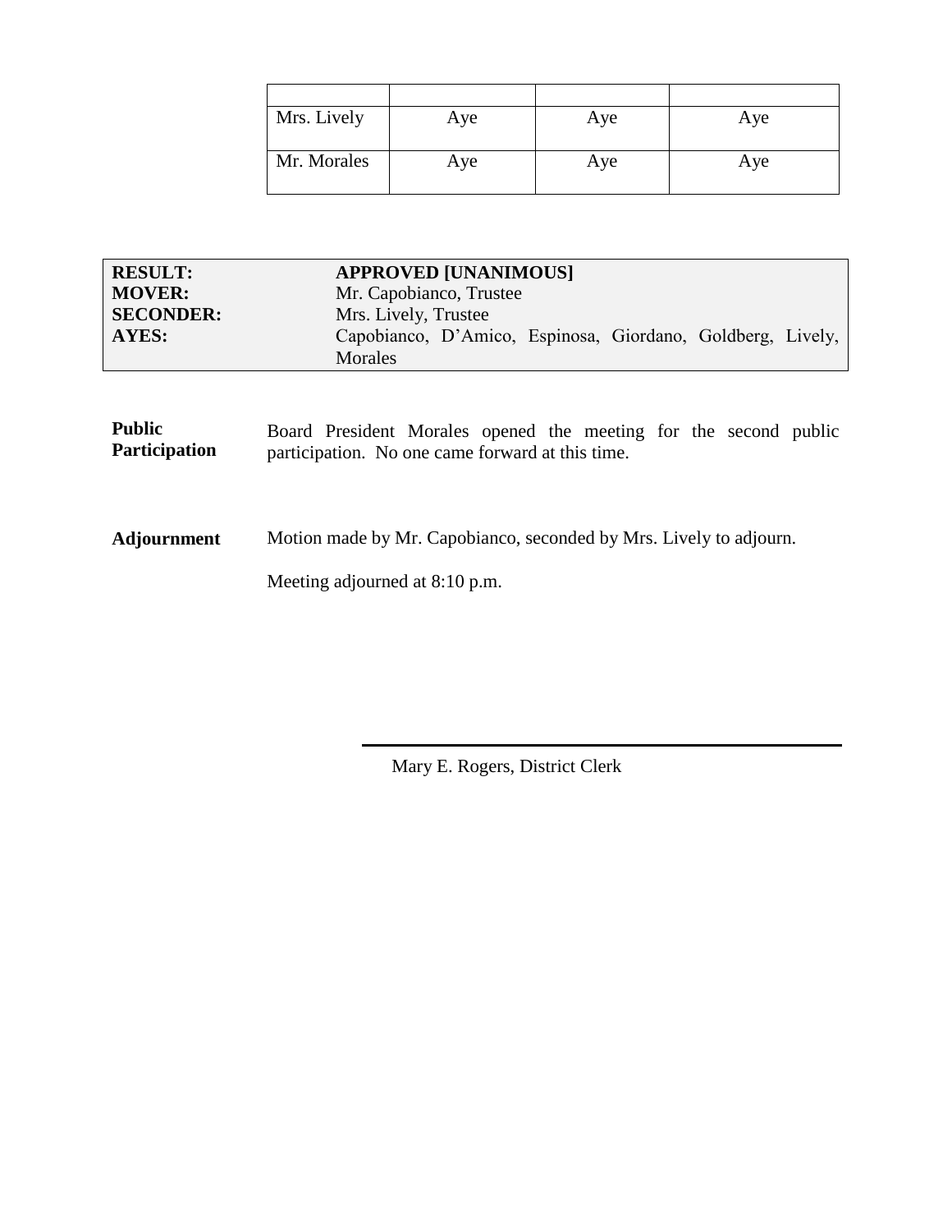| | | | |
|---|---|---|---|
| Mrs. Lively | Aye | Aye | Aye |
| Mr. Morales | Aye | Aye | Aye |

| | |
|---|---|
| **RESULT:** | **APPROVED [UNANIMOUS]** |
| **MOVER:** | Mr. Capobianco, Trustee |
| **SECONDER:** | Mrs. Lively, Trustee |
| **AYES:** | Capobianco, D'Amico, Espinosa, Giordano, Goldberg, Lively, Morales |

**Public Participation**

Board President Morales opened the meeting for the second public participation. No one came forward at this time.

**Adjournment**

Motion made by Mr. Capobianco, seconded by Mrs. Lively to adjourn.

Meeting adjourned at 8:10 p.m.

Mary E. Rogers, District Clerk